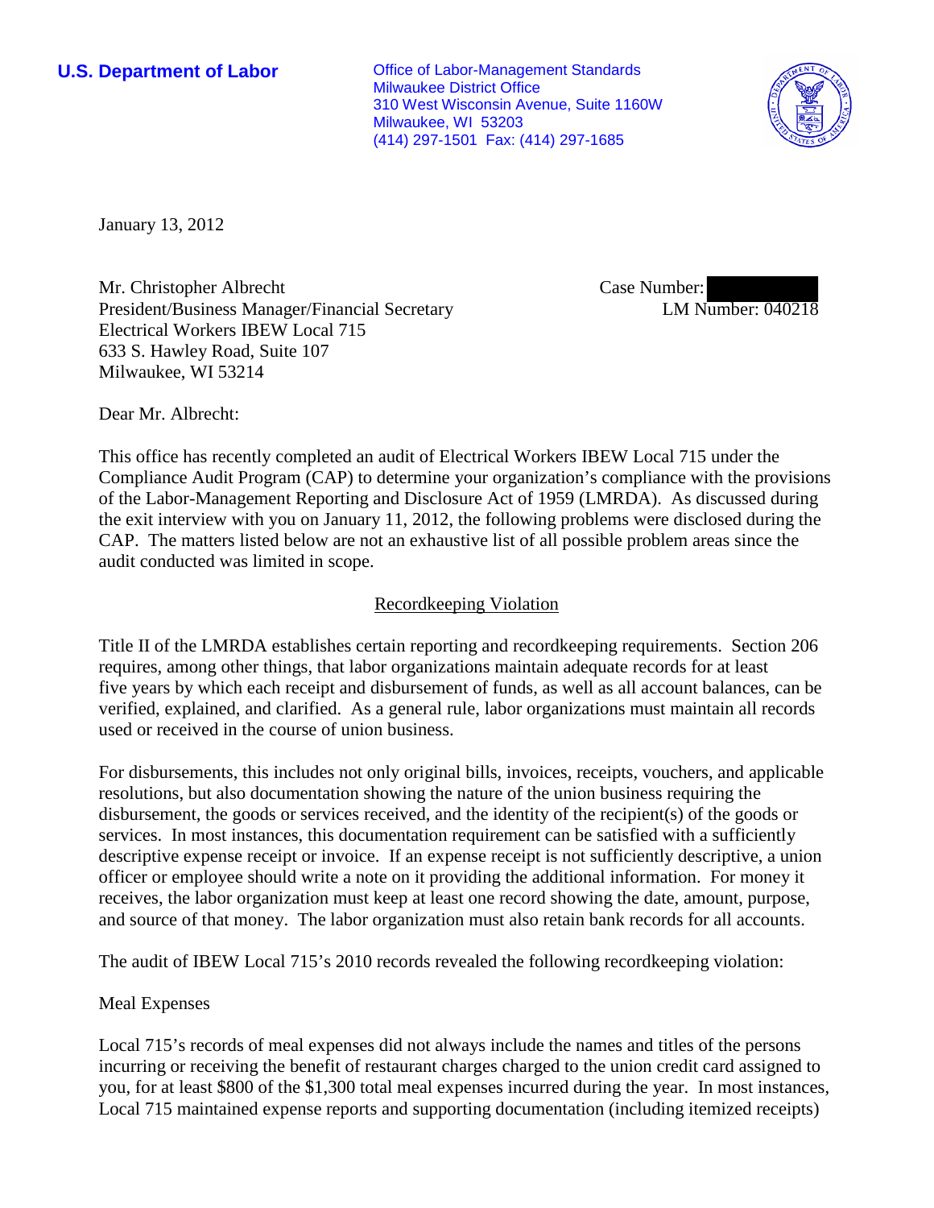**U.S. Department of Labor**

Office of Labor-Management Standards
Milwaukee District Office
310 West Wisconsin Avenue, Suite 1160W
Milwaukee, WI 53203
(414) 297-1501 Fax: (414) 297-1685

January 13, 2012

Mr. Christopher Albrecht
President/Business Manager/Financial Secretary
Electrical Workers IBEW Local 715
633 S. Hawley Road, Suite 107
Milwaukee, WI 53214

Case Number: 
LM Number: 040218

Dear Mr. Albrecht:

This office has recently completed an audit of Electrical Workers IBEW Local 715 under the Compliance Audit Program (CAP) to determine your organization's compliance with the provisions of the Labor-Management Reporting and Disclosure Act of 1959 (LMRDA). As discussed during the exit interview with you on January 11, 2012, the following problems were disclosed during the CAP. The matters listed below are not an exhaustive list of all possible problem areas since the audit conducted was limited in scope.

## Recordkeeping Violation

Title II of the LMRDA establishes certain reporting and recordkeeping requirements. Section 206 requires, among other things, that labor organizations maintain adequate records for at least five years by which each receipt and disbursement of funds, as well as all account balances, can be verified, explained, and clarified. As a general rule, labor organizations must maintain all records used or received in the course of union business.

For disbursements, this includes not only original bills, invoices, receipts, vouchers, and applicable resolutions, but also documentation showing the nature of the union business requiring the disbursement, the goods or services received, and the identity of the recipient(s) of the goods or services. In most instances, this documentation requirement can be satisfied with a sufficiently descriptive expense receipt or invoice. If an expense receipt is not sufficiently descriptive, a union officer or employee should write a note on it providing the additional information. For money it receives, the labor organization must keep at least one record showing the date, amount, purpose, and source of that money. The labor organization must also retain bank records for all accounts.

The audit of IBEW Local 715's 2010 records revealed the following recordkeeping violation:

Meal Expenses

Local 715's records of meal expenses did not always include the names and titles of the persons incurring or receiving the benefit of restaurant charges charged to the union credit card assigned to you, for at least $800 of the $1,300 total meal expenses incurred during the year. In most instances, Local 715 maintained expense reports and supporting documentation (including itemized receipts)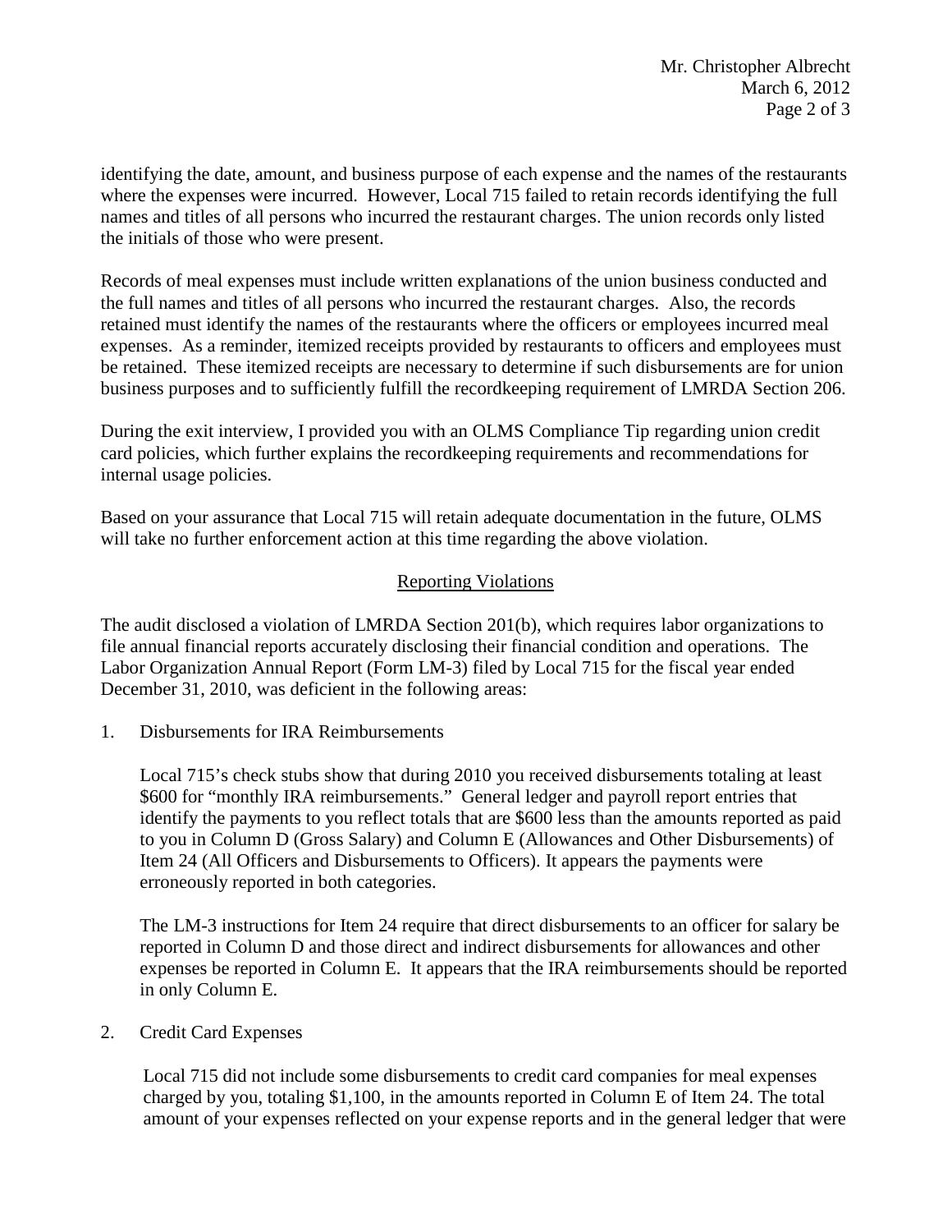identifying the date, amount, and business purpose of each expense and the names of the restaurants where the expenses were incurred. However, Local 715 failed to retain records identifying the full names and titles of all persons who incurred the restaurant charges. The union records only listed the initials of those who were present.

Records of meal expenses must include written explanations of the union business conducted and the full names and titles of all persons who incurred the restaurant charges. Also, the records retained must identify the names of the restaurants where the officers or employees incurred meal expenses. As a reminder, itemized receipts provided by restaurants to officers and employees must be retained. These itemized receipts are necessary to determine if such disbursements are for union business purposes and to sufficiently fulfill the recordkeeping requirement of LMRDA Section 206.

During the exit interview, I provided you with an OLMS Compliance Tip regarding union credit card policies, which further explains the recordkeeping requirements and recommendations for internal usage policies.

Based on your assurance that Local 715 will retain adequate documentation in the future, OLMS will take no further enforcement action at this time regarding the above violation.

## Reporting Violations

The audit disclosed a violation of LMRDA Section 201(b), which requires labor organizations to file annual financial reports accurately disclosing their financial condition and operations. The Labor Organization Annual Report (Form LM-3) filed by Local 715 for the fiscal year ended December 31, 2010, was deficient in the following areas:

1. Disbursements for IRA Reimbursements

   Local 715's check stubs show that during 2010 you received disbursements totaling at least $600 for "monthly IRA reimbursements." General ledger and payroll report entries that identify the payments to you reflect totals that are $600 less than the amounts reported as paid to you in Column D (Gross Salary) and Column E (Allowances and Other Disbursements) of Item 24 (All Officers and Disbursements to Officers). It appears the payments were erroneously reported in both categories.

   The LM-3 instructions for Item 24 require that direct disbursements to an officer for salary be reported in Column D and those direct and indirect disbursements for allowances and other expenses be reported in Column E. It appears that the IRA reimbursements should be reported in only Column E.

2. Credit Card Expenses

   Local 715 did not include some disbursements to credit card companies for meal expenses charged by you, totaling $1,100, in the amounts reported in Column E of Item 24. The total amount of your expenses reflected on your expense reports and in the general ledger that were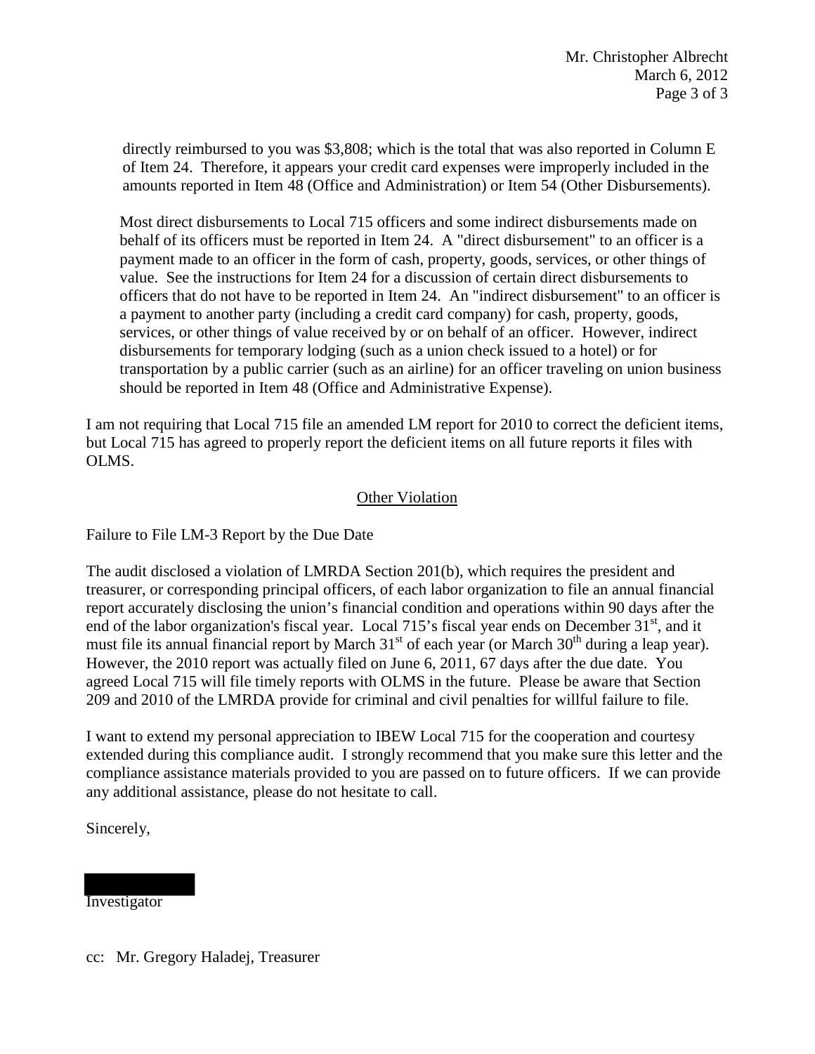directly reimbursed to you was $3,808; which is the total that was also reported in Column E of Item 24. Therefore, it appears your credit card expenses were improperly included in the amounts reported in Item 48 (Office and Administration) or Item 54 (Other Disbursements).

Most direct disbursements to Local 715 officers and some indirect disbursements made on behalf of its officers must be reported in Item 24. A "direct disbursement" to an officer is a payment made to an officer in the form of cash, property, goods, services, or other things of value. See the instructions for Item 24 for a discussion of certain direct disbursements to officers that do not have to be reported in Item 24. An "indirect disbursement" to an officer is a payment to another party (including a credit card company) for cash, property, goods, services, or other things of value received by or on behalf of an officer. However, indirect disbursements for temporary lodging (such as a union check issued to a hotel) or for transportation by a public carrier (such as an airline) for an officer traveling on union business should be reported in Item 48 (Office and Administrative Expense).

I am not requiring that Local 715 file an amended LM report for 2010 to correct the deficient items, but Local 715 has agreed to properly report the deficient items on all future reports it files with OLMS.

## Other Violation

Failure to File LM-3 Report by the Due Date

The audit disclosed a violation of LMRDA Section 201(b), which requires the president and treasurer, or corresponding principal officers, of each labor organization to file an annual financial report accurately disclosing the union's financial condition and operations within 90 days after the end of the labor organization's fiscal year. Local 715's fiscal year ends on December 31st, and it must file its annual financial report by March 31st of each year (or March 30th during a leap year). However, the 2010 report was actually filed on June 6, 2011, 67 days after the due date. You agreed Local 715 will file timely reports with OLMS in the future. Please be aware that Section 209 and 2010 of the LMRDA provide for criminal and civil penalties for willful failure to file.

I want to extend my personal appreciation to IBEW Local 715 for the cooperation and courtesy extended during this compliance audit. I strongly recommend that you make sure this letter and the compliance assistance materials provided to you are passed on to future officers. If we can provide any additional assistance, please do not hesitate to call.

Sincerely,

Investigator

cc: Mr. Gregory Haladej, Treasurer